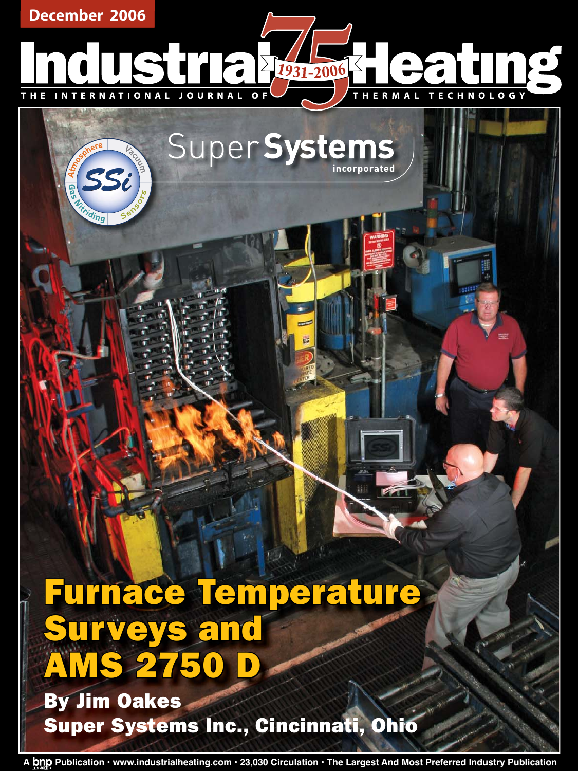December 2006

# Industrial Heating

1931-2006

THE INTERNATIONAL JOURNAL OF THERMAL TECHNOLOGY

Super Systems incorporated

# Furnace Temperature Surveys and AMS 2750 D

**By Jim Oakes**
**Super Systems Inc., Cincinnati, Ohio**

A bnp Publication • www.industrialheating.com • 23,030 Circulation • The Largest And Most Preferred Industry Publication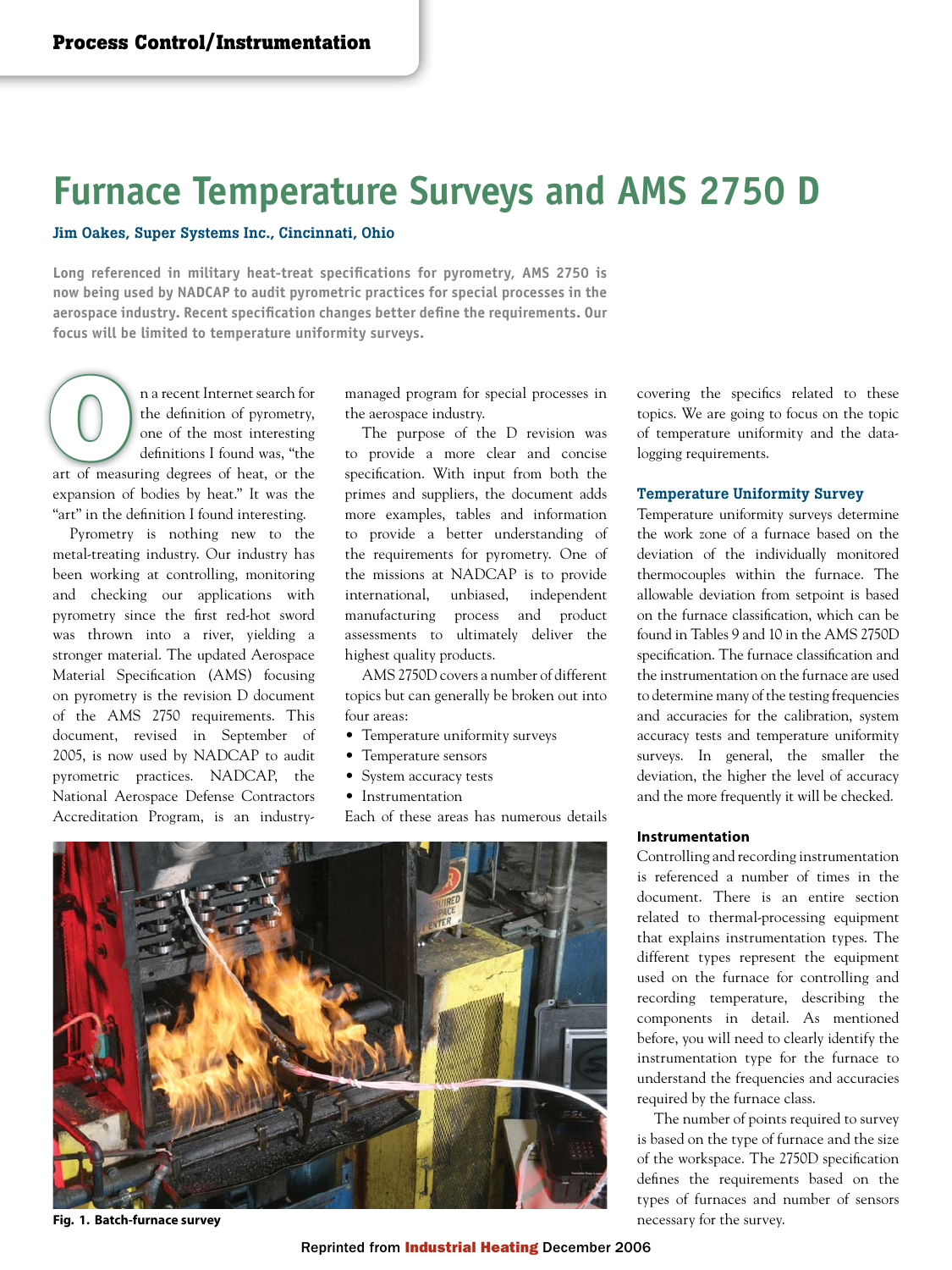# Furnace Temperature Surveys and AMS 2750 D

**Jim Oakes, Super Systems Inc., Cincinnati, Ohio**

**Long referenced in military heat-treat specifications for pyrometry, AMS 2750 is now being used by NADCAP to audit pyrometric practices for special processes in the aerospace industry. Recent specification changes better define the requirements. Our focus will be limited to temperature uniformity surveys.**

On a recent Internet search for the definition of pyrometry, one of the most interesting definitions I found was, "the art of measuring degrees of heat, or the expansion of bodies by heat." It was the "art" in the definition I found interesting.

Pyrometry is nothing new to the metal-treating industry. Our industry has been working at controlling, monitoring and checking our applications with pyrometry since the first red-hot sword was thrown into a river, yielding a stronger material. The updated Aerospace Material Specification (AMS) focusing on pyrometry is the revision D document of the AMS 2750 requirements. This document, revised in September of 2005, is now used by NADCAP to audit pyrometric practices. NADCAP, the National Aerospace Defense Contractors Accreditation Program, is an industry-managed program for special processes in the aerospace industry.

The purpose of the D revision was to provide a more clear and concise specification. With input from both the primes and suppliers, the document adds more examples, tables and information to provide a better understanding of the requirements for pyrometry. One of the missions at NADCAP is to provide international, unbiased, independent manufacturing process and product assessments to ultimately deliver the highest quality products.

AMS 2750D covers a number of different topics but can generally be broken out into four areas:

- Temperature uniformity surveys
- Temperature sensors
- System accuracy tests
- Instrumentation

Each of these areas has numerous details covering the specifics related to these topics. We are going to focus on the topic of temperature uniformity and the data-logging requirements.

Fig. 1. Batch-furnace survey

### Temperature Uniformity Survey

Temperature uniformity surveys determine the work zone of a furnace based on the deviation of the individually monitored thermocouples within the furnace. The allowable deviation from setpoint is based on the furnace classification, which can be found in Tables 9 and 10 in the AMS 2750D specification. The furnace classification and the instrumentation on the furnace are used to determine many of the testing frequencies and accuracies for the calibration, system accuracy tests and temperature uniformity surveys. In general, the smaller the deviation, the higher the level of accuracy and the more frequently it will be checked.

### Instrumentation

Controlling and recording instrumentation is referenced a number of times in the document. There is an entire section related to thermal-processing equipment that explains instrumentation types. The different types represent the equipment used on the furnace for controlling and recording temperature, describing the components in detail. As mentioned before, you will need to clearly identify the instrumentation type for the furnace to understand the frequencies and accuracies required by the furnace class.

The number of points required to survey is based on the type of furnace and the size of the workspace. The 2750D specification defines the requirements based on the types of furnaces and number of sensors necessary for the survey.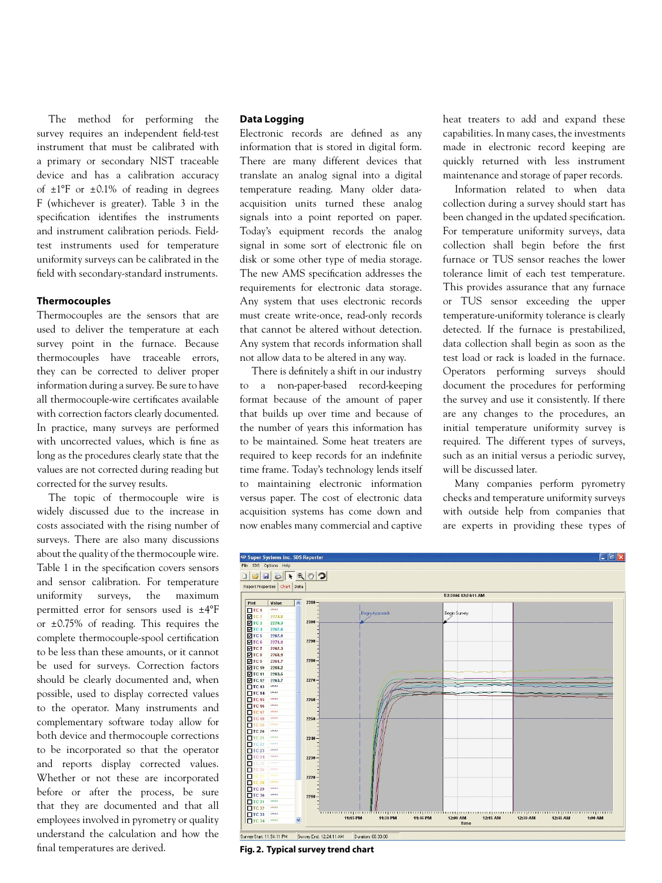The method for performing the survey requires an independent field-test instrument that must be calibrated with a primary or secondary NIST traceable device and has a calibration accuracy of ±1°F or ±0.1% of reading in degrees F (whichever is greater). Table 3 in the specification identifies the instruments and instrument calibration periods. Field-test instruments used for temperature uniformity surveys can be calibrated in the field with secondary-standard instruments.

## Thermocouples

Thermocouples are the sensors that are used to deliver the temperature at each survey point in the furnace. Because thermocouples have traceable errors, they can be corrected to deliver proper information during a survey. Be sure to have all thermocouple-wire certificates available with correction factors clearly documented. In practice, many surveys are performed with uncorrected values, which is fine as long as the procedures clearly state that the values are not corrected during reading but corrected for the survey results.

The topic of thermocouple wire is widely discussed due to the increase in costs associated with the rising number of surveys. There are also many discussions about the quality of the thermocouple wire. Table 1 in the specification covers sensors and sensor calibration. For temperature uniformity surveys, the maximum permitted error for sensors used is ±4°F or ±0.75% of reading. This requires the complete thermocouple-spool certification to be less than these amounts, or it cannot be used for surveys. Correction factors should be clearly documented and, when possible, used to display corrected values to the operator. Many instruments and complementary software today allow for both device and thermocouple corrections to be incorporated so that the operator and reports display corrected values. Whether or not these are incorporated before or after the process, be sure that they are documented and that all employees involved in pyrometry or quality understand the calculation and how the final temperatures are derived.

## Data Logging

Electronic records are defined as any information that is stored in digital form. There are many different devices that translate an analog signal into a digital temperature reading. Many older data-acquisition units turned these analog signals into a point reported on paper. Today's equipment records the analog signal in some sort of electronic file on disk or some other type of media storage. The new AMS specification addresses the requirements for electronic data storage. Any system that uses electronic records must create write-once, read-only records that cannot be altered without detection. Any system that records information shall not allow data to be altered in any way.

There is definitely a shift in our industry to a non-paper-based record-keeping format because of the amount of paper that builds up over time and because of the number of years this information has to be maintained. Some heat treaters are required to keep records for an indefinite time frame. Today's technology lends itself to maintaining electronic information versus paper. The cost of electronic data acquisition systems has come down and now enables many commercial and captive heat treaters to add and expand these capabilities. In many cases, the investments made in electronic record keeping are quickly returned with less instrument maintenance and storage of paper records.

Information related to when data collection during a survey should start has been changed in the updated specification. For temperature uniformity surveys, data collection shall begin before the first furnace or TUS sensor reaches the lower tolerance limit of each test temperature. This provides assurance that any furnace or TUS sensor exceeding the upper temperature-uniformity tolerance is clearly detected. If the furnace is prestabilized, data collection shall begin as soon as the test load or rack is loaded in the furnace. Operators performing surveys should document the procedures for performing the survey and use it consistently. If there are any changes to the procedures, an initial temperature uniformity survey is required. The different types of surveys, such as an initial versus a periodic survey, will be discussed later.

Many companies perform pyrometry checks and temperature uniformity surveys with outside help from companies that are experts in providing these types of

**Fig. 2. Typical survey trend chart**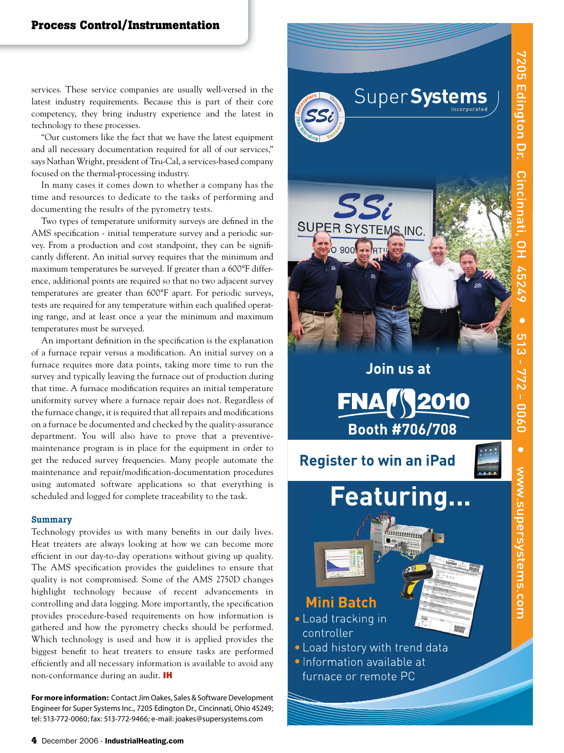services. These service companies are usually well-versed in the latest industry requirements. Because this is part of their core competency, they bring industry experience and the latest in technology to these processes.

"Our customers like the fact that we have the latest equipment and all necessary documentation required for all of our services," says Nathan Wright, president of Tru-Cal, a services-based company focused on the thermal-processing industry.

In many cases it comes down to whether a company has the time and resources to dedicate to the tasks of performing and documenting the results of the pyrometry tests.

Two types of temperature uniformity surveys are defined in the AMS specification - initial temperature survey and a periodic survey. From a production and cost standpoint, they can be significantly different. An initial survey requires that the minimum and maximum temperatures be surveyed. If greater than a 600°F difference, additional points are required so that no two adjacent survey temperatures are greater than 600°F apart. For periodic surveys, tests are required for any temperature within each qualified operating range, and at least once a year the minimum and maximum temperatures must be surveyed.

An important definition in the specification is the explanation of a furnace repair versus a modification. An initial survey on a furnace requires more data points, taking more time to run the survey and typically leaving the furnace out of production during that time. A furnace modification requires an initial temperature uniformity survey where a furnace repair does not. Regardless of the furnace change, it is required that all repairs and modifications on a furnace be documented and checked by the quality-assurance department. You will also have to prove that a preventive-maintenance program is in place for the equipment in order to get the reduced survey frequencies. Many people automate the maintenance and repair/modification-documentation procedures using automated software applications so that everything is scheduled and logged for complete traceability to the task.

### Summary

Technology provides us with many benefits in our daily lives. Heat treaters are always looking at how we can become more efficient in our day-to-day operations without giving up quality. The AMS specification provides the guidelines to ensure that quality is not compromised. Some of the AMS 2750D changes highlight technology because of recent advancements in controlling and data logging. More importantly, the specification provides procedure-based requirements on how information is gathered and how the pyrometry checks should be performed. Which technology is used and how it is applied provides the biggest benefit to heat treaters to ensure tasks are performed efficiently and all necessary information is available to avoid any non-conformance during an audit. **IH**

**For more information:** Contact Jim Oakes, Sales & Software Development Engineer for Super Systems Inc., 7205 Edington Dr., Cincinnati, Ohio 45249; tel: 513-772-0060; fax: 513-772-9466; e-mail: joakes@supersystems.com

---

Super **Systems** incorporated

Join us at

FNA 2010

Booth #706/708

Register to win an iPad

Featuring...

**Mini Batch**

- Load tracking in controller
- Load history with trend data
- Information available at furnace or remote PC

7205 Edington Dr. Cincinnati, OH 45249 • 513 - 772 - 0060 • www.supersystems.com